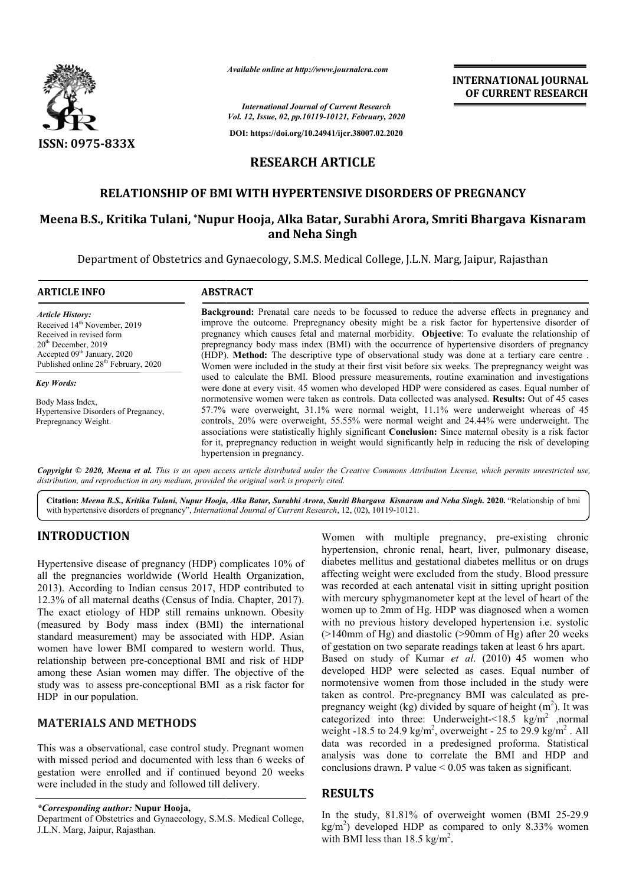*Available online at http://www.journalcra.com*

*International Journal of Current Research*
*Vol. 12, Issue, 02, pp.10119-10121, February, 2020*

**DOI: https://doi.org/10.24941/ijcr.38007.02.2020**

**INTERNATIONAL JOURNAL OF CURRENT RESEARCH**

**ISSN: 0975-833X**

## RESEARCH ARTICLE

# RELATIONSHIP OF BMI WITH HYPERTENSIVE DISORDERS OF PREGNANCY

**Meena B.S., Kritika Tulani, *Nupur Hooja, Alka Batar, Surabhi Arora, Smriti Bhargava Kisnaram and Neha Singh**

Department of Obstetrics and Gynaecology, S.M.S. Medical College, J.L.N. Marg, Jaipur, Rajasthan

### ARTICLE INFO

*Article History:*
Received 14th November, 2019
Received in revised form
20th December, 2019
Accepted 09th January, 2020
Published online 28th February, 2020

*Key Words:*
Body Mass Index,
Hypertensive Disorders of Pregnancy,
Prepregnancy Weight.

### ABSTRACT

**Background:** Prenatal care needs to be focussed to reduce the adverse effects in pregnancy and improve the outcome. Prepregnancy obesity might be a risk factor for hypertensive disorder of pregnancy which causes fetal and maternal morbidity. **Objective**: To evaluate the relationship of prepregnancy body mass index (BMI) with the occurrence of hypertensive disorders of pregnancy (HDP). **Method:** The descriptive type of observational study was done at a tertiary care centre . Women were included in the study at their first visit before six weeks. The prepregnancy weight was used to calculate the BMI. Blood pressure measurements, routine examination and investigations were done at every visit. 45 women who developed HDP were considered as cases. Equal number of normotensive women were taken as controls. Data collected was analysed. **Results:** Out of 45 cases 57.7% were overweight, 31.1% were normal weight, 11.1% were underweight whereas of 45 controls, 20% were overweight, 55.55% were normal weight and 24.44% were underweight. The associations were statistically highly significant **Conclusion:** Since maternal obesity is a risk factor for it, prepregnancy reduction in weight would significantly help in reducing the risk of developing hypertension in pregnancy.

***Copyright © 2020, Meena et al.*** *This is an open access article distributed under the Creative Commons Attribution License, which permits unrestricted use, distribution, and reproduction in any medium, provided the original work is properly cited.*

**Citation:** ***Meena B.S., Kritika Tulani, Nupur Hooja, Alka Batar, Surabhi Arora, Smriti Bhargava Kisnaram and Neha Singh.* 2020.** "Relationship of bmi with hypertensive disorders of pregnancy", *International Journal of Current Research*, 12, (02), 10119-10121.

## INTRODUCTION

Hypertensive disease of pregnancy (HDP) complicates 10% of all the pregnancies worldwide (World Health Organization, 2013). According to Indian census 2017, HDP contributed to 12.3% of all maternal deaths (Census of India. Chapter, 2017). The exact etiology of HDP still remains unknown. Obesity (measured by Body mass index (BMI) the international standard measurement) may be associated with HDP. Asian women have lower BMI compared to western world. Thus, relationship between pre-conceptional BMI and risk of HDP among these Asian women may differ. The objective of the study was to assess pre-conceptional BMI as a risk factor for HDP in our population.

## MATERIALS AND METHODS

This was a observational, case control study. Pregnant women with missed period and documented with less than 6 weeks of gestation were enrolled and if continued beyond 20 weeks were included in the study and followed till delivery.

Women with multiple pregnancy, pre-existing chronic hypertension, chronic renal, heart, liver, pulmonary disease, diabetes mellitus and gestational diabetes mellitus or on drugs affecting weight were excluded from the study. Blood pressure was recorded at each antenatal visit in sitting upright position with mercury sphygmanometer kept at the level of heart of the women up to 2mm of Hg. HDP was diagnosed when a women with no previous history developed hypertension i.e. systolic (>140mm of Hg) and diastolic (>90mm of Hg) after 20 weeks of gestation on two separate readings taken at least 6 hrs apart. Based on study of Kumar *et al*. (2010) 45 women who developed HDP were selected as cases. Equal number of normotensive women from those included in the study were taken as control. Pre-pregnancy BMI was calculated as pre-pregnancy weight (kg) divided by square of height ($m^2$). It was categorized into three: Underweight-<18.5 $kg/m^2$ ,normal weight -18.5 to 24.9 $kg/m^2$, overweight - 25 to 29.9 $kg/m^2$ . All data was recorded in a predesigned proforma. Statistical analysis was done to correlate the BMI and HDP and conclusions drawn. P value < 0.05 was taken as significant.

## RESULTS

In the study, 81.81% of overweight women (BMI 25-29.9 $kg/m^2$) developed HDP as compared to only 8.33% women with BMI less than 18.5 $kg/m^2$.

*\*Corresponding author:* **Nupur Hooja,**
Department of Obstetrics and Gynaecology, S.M.S. Medical College, J.L.N. Marg, Jaipur, Rajasthan.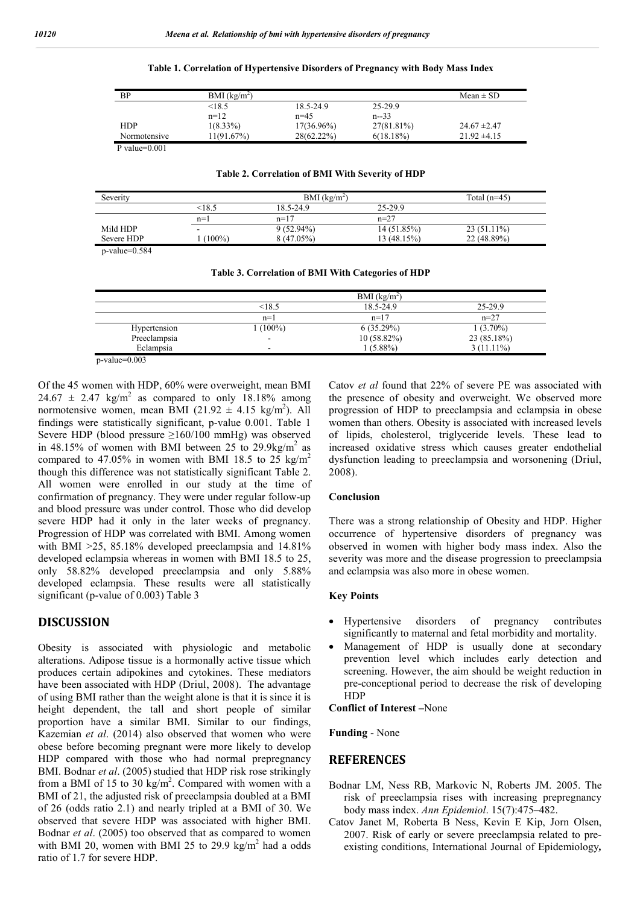**Table 1. Correlation of Hypertensive Disorders of Pregnancy with Body Mass Index**

| BP | BMI (kg/m$^2$) | | | Mean ± SD |
|---|---|---|---|---|
| | <18.5 | 18.5-24.9 | 25-29.9 | |
| | n=12 | n=45 | n--33 | |
| HDP | 1(8.33%) | 17(36.96%) | 27(81.81%) | 24.67 ±2.47 |
| Normotensive | 11(91.67%) | 28(62.22%) | 6(18.18%) | 21.92 ±4.15 |

P value=0.001

**Table 2. Correlation of BMI With Severity of HDP**

| Severity | BMI (kg/m$^2$) | | | Total (n=45) |
|---|---|---|---|---|
| | <18.5 | 18.5-24.9 | 25-29.9 | |
| | n=1 | n=17 | n=27 | |
| Mild HDP | - | 9 (52.94%) | 14 (51.85%) | 23 (51.11%) |
| Severe HDP | 1 (100%) | 8 (47.05%) | 13 (48.15%) | 22 (48.89%) |

p-value=0.584

**Table 3. Correlation of BMI With Categories of HDP**

| | BMI (kg/m$^2$) | | |
|---|---|---|---|
| | <18.5 | 18.5-24.9 | 25-29.9 |
| | n=1 | n=17 | n=27 |
| Hypertension | 1 (100%) | 6 (35.29%) | 1 (3.70%) |
| Preeclampsia | - | 10 (58.82%) | 23 (85.18%) |
| Eclampsia | - | 1 (5.88%) | 3 (11.11%) |

p-value=0.003

Of the 45 women with HDP, 60% were overweight, mean BMI 24.67 ± 2.47 kg/m$^2$ as compared to only 18.18% among normotensive women, mean BMI (21.92 ± 4.15 kg/m$^2$). All findings were statistically significant, p-value 0.001. Table 1 Severe HDP (blood pressure ≥160/100 mmHg) was observed in 48.15% of women with BMI between 25 to 29.9kg/m$^2$ as compared to 47.05% in women with BMI 18.5 to 25 kg/m$^2$ though this difference was not statistically significant Table 2. All women were enrolled in our study at the time of confirmation of pregnancy. They were under regular follow-up and blood pressure was under control. Those who did develop severe HDP had it only in the later weeks of pregnancy. Progression of HDP was correlated with BMI. Among women with BMI >25, 85.18% developed preeclampsia and 14.81% developed eclampsia whereas in women with BMI 18.5 to 25, only 58.82% developed preeclampsia and only 5.88% developed eclampsia. These results were all statistically significant (p-value of 0.003) Table 3

## DISCUSSION

Obesity is associated with physiologic and metabolic alterations. Adipose tissue is a hormonally active tissue which produces certain adipokines and cytokines. These mediators have been associated with HDP (Driul, 2008). The advantage of using BMI rather than the weight alone is that it is since it is height dependent, the tall and short people of similar proportion have a similar BMI. Similar to our findings, Kazemian *et al*. (2014) also observed that women who were obese before becoming pregnant were more likely to develop HDP compared with those who had normal prepregnancy BMI. Bodnar *et al*. (2005) studied that HDP risk rose strikingly from a BMI of 15 to 30 kg/m$^2$. Compared with women with a BMI of 21, the adjusted risk of preeclampsia doubled at a BMI of 26 (odds ratio 2.1) and nearly tripled at a BMI of 30. We observed that severe HDP was associated with higher BMI. Bodnar *et al*. (2005) too observed that as compared to women with BMI 20, women with BMI 25 to 29.9 kg/m$^2$ had a odds ratio of 1.7 for severe HDP.

Catov *et al* found that 22% of severe PE was associated with the presence of obesity and overweight. We observed more progression of HDP to preeclampsia and eclampsia in obese women than others. Obesity is associated with increased levels of lipids, cholesterol, triglyceride levels. These lead to increased oxidative stress which causes greater endothelial dysfunction leading to preeclampsia and worsonening (Driul, 2008).

### Conclusion

There was a strong relationship of Obesity and HDP. Higher occurrence of hypertensive disorders of pregnancy was observed in women with higher body mass index. Also the severity was more and the disease progression to preeclampsia and eclampsia was also more in obese women.

### Key Points

- Hypertensive disorders of pregnancy contributes significantly to maternal and fetal morbidity and mortality.
- Management of HDP is usually done at secondary prevention level which includes early detection and screening. However, the aim should be weight reduction in pre-conceptional period to decrease the risk of developing HDP

**Conflict of Interest** –None

**Funding** - None

## REFERENCES

Bodnar LM, Ness RB, Markovic N, Roberts JM. 2005. The risk of preeclampsia rises with increasing prepregnancy body mass index. *Ann Epidemiol*. 15(7):475–482.

Catov Janet M, Roberta B Ness, Kevin E Kip, Jorn Olsen, 2007. Risk of early or severe preeclampsia related to pre-existing conditions, International Journal of Epidemiology**,**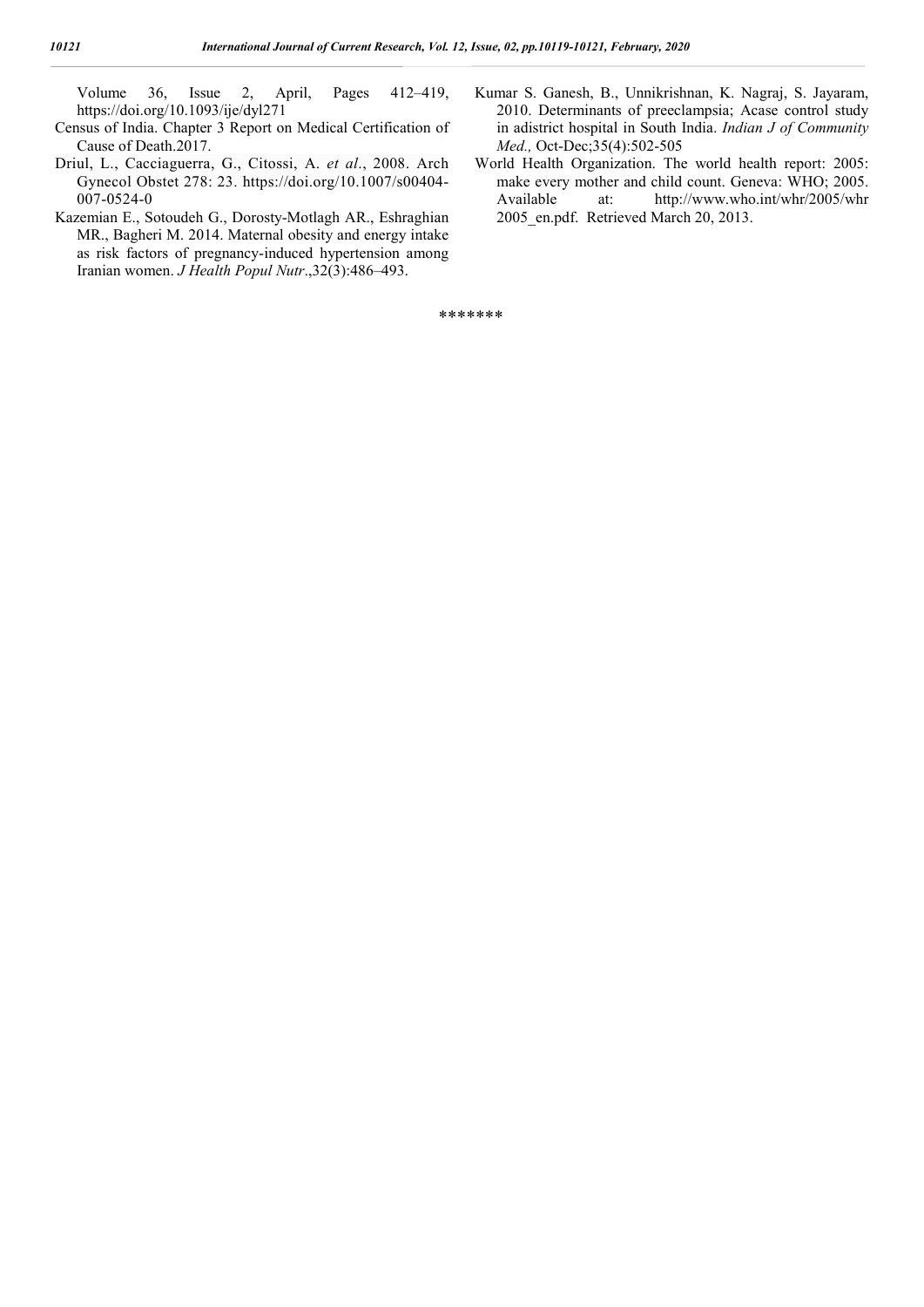Volume 36, Issue 2, April, Pages 412–419, https://doi.org/10.1093/ije/dyl271

Census of India. Chapter 3 Report on Medical Certification of Cause of Death.2017.

Driul, L., Cacciaguerra, G., Citossi, A. *et al*., 2008. Arch Gynecol Obstet 278: 23. https://doi.org/10.1007/s00404-007-0524-0

Kazemian E., Sotoudeh G., Dorosty-Motlagh AR., Eshraghian MR., Bagheri M. 2014. Maternal obesity and energy intake as risk factors of pregnancy-induced hypertension among Iranian women. *J Health Popul Nutr*.,32(3):486–493.

Kumar S. Ganesh, B., Unnikrishnan, K. Nagraj, S. Jayaram, 2010. Determinants of preeclampsia; Acase control study in adistrict hospital in South India. *Indian J of Community Med.,* Oct-Dec;35(4):502-505

World Health Organization. The world health report: 2005: make every mother and child count. Geneva: WHO; 2005. Available at: http://www.who.int/whr/2005/whr2005_en.pdf. Retrieved March 20, 2013.

*******